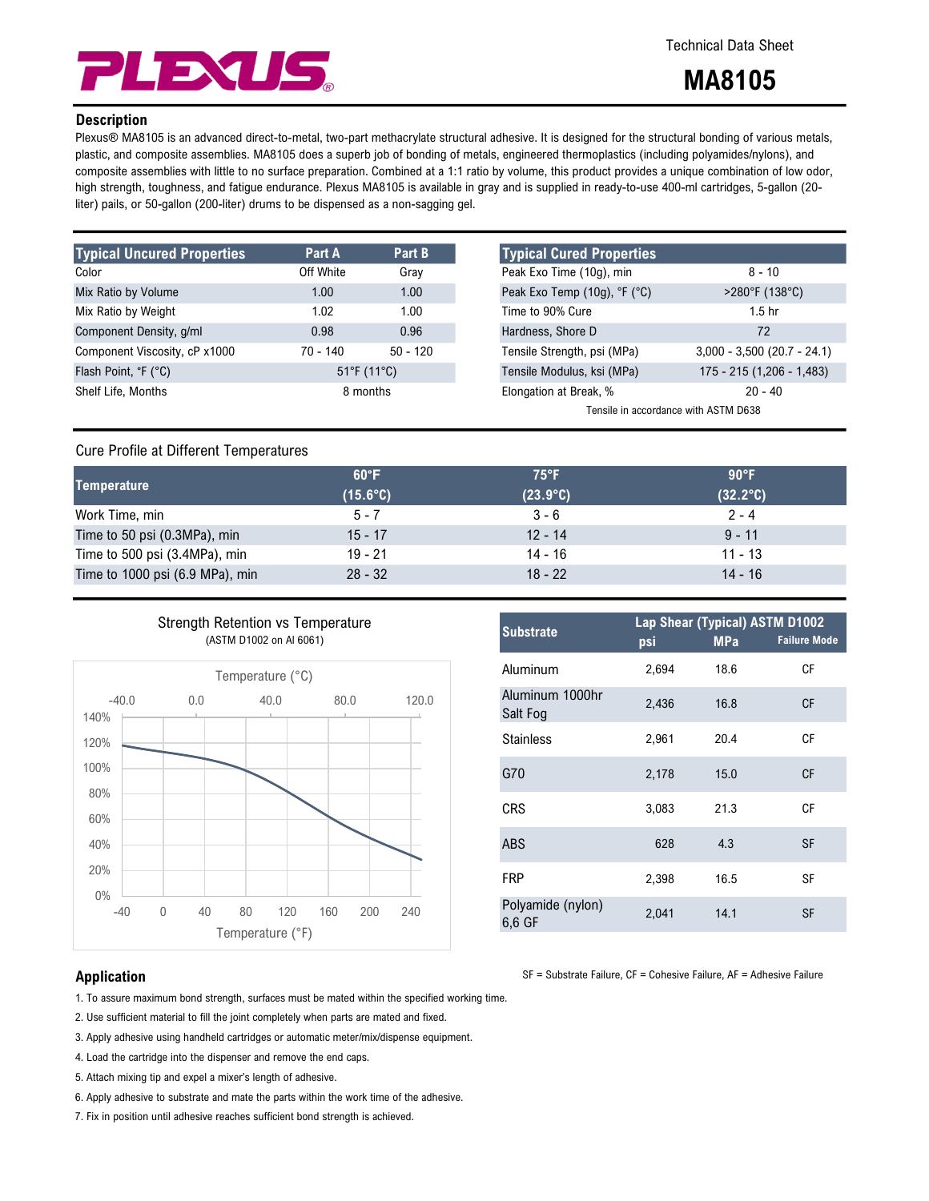Technical Data Sheet

# MA8105

## Description

Plexus® MA8105 is an advanced direct-to-metal, two-part methacrylate structural adhesive. It is designed for the structural bonding of various metals, plastic, and composite assemblies. MA8105 does a superb job of bonding of metals, engineered thermoplastics (including polyamides/nylons), and composite assemblies with little to no surface preparation. Combined at a 1:1 ratio by volume, this product provides a unique combination of low odor, high strength, toughness, and fatigue endurance. Plexus MA8105 is available in gray and is supplied in ready-to-use 400-ml cartridges, 5-gallon (20-liter) pails, or 50-gallon (200-liter) drums to be dispensed as a non-sagging gel.

| Typical Uncured Properties | Part A | Part B |
|---|---|---|
| Color | Off White | Gray |
| Mix Ratio by Volume | 1.00 | 1.00 |
| Mix Ratio by Weight | 1.02 | 1.00 |
| Component Density, g/ml | 0.98 | 0.96 |
| Component Viscosity, cP x1000 | 70 - 140 | 50 - 120 |
| Flash Point, °F (°C) | 51°F (11°C) | |
| Shelf Life, Months | 8 months | |

| Typical Cured Properties | |
|---|---|
| Peak Exo Time (10g), min | 8 - 10 |
| Peak Exo Temp (10g), °F (°C) | >280°F (138°C) |
| Time to 90% Cure | 1.5 hr |
| Hardness, Shore D | 72 |
| Tensile Strength, psi (MPa) | 3,000 - 3,500 (20.7 - 24.1) |
| Tensile Modulus, ksi (MPa) | 175 - 215 (1,206 - 1,483) |
| Elongation at Break, % | 20 - 40 |

Tensile in accordance with ASTM D638

## Cure Profile at Different Temperatures

| Temperature | 60°F (15.6°C) | 75°F (23.9°C) | 90°F (32.2°C) |
|---|---|---|---|
| Work Time, min | 5 - 7 | 3 - 6 | 2 - 4 |
| Time to 50 psi (0.3MPa), min | 15 - 17 | 12 - 14 | 9 - 11 |
| Time to 500 psi (3.4MPa), min | 19 - 21 | 14 - 16 | 11 - 13 |
| Time to 1000 psi (6.9 MPa), min | 28 - 32 | 18 - 22 | 14 - 16 |

Strength Retention vs Temperature

(ASTM D1002 on Al 6061)

| Substrate | Lap Shear (Typical) ASTM D1002 psi | MPa | Failure Mode |
|---|---|---|---|
| Aluminum | 2,694 | 18.6 | CF |
| Aluminum 1000hr Salt Fog | 2,436 | 16.8 | CF |
| Stainless | 2,961 | 20.4 | CF |
| G70 | 2,178 | 15.0 | CF |
| CRS | 3,083 | 21.3 | CF |
| ABS | 628 | 4.3 | SF |
| FRP | 2,398 | 16.5 | SF |
| Polyamide (nylon) 6,6 GF | 2,041 | 14.1 | SF |

SF = Substrate Failure, CF = Cohesive Failure, AF = Adhesive Failure

## Application

1. To assure maximum bond strength, surfaces must be mated within the specified working time.
2. Use sufficient material to fill the joint completely when parts are mated and fixed.
3. Apply adhesive using handheld cartridges or automatic meter/mix/dispense equipment.
4. Load the cartridge into the dispenser and remove the end caps.
5. Attach mixing tip and expel a mixer's length of adhesive.
6. Apply adhesive to substrate and mate the parts within the work time of the adhesive.
7. Fix in position until adhesive reaches sufficient bond strength is achieved.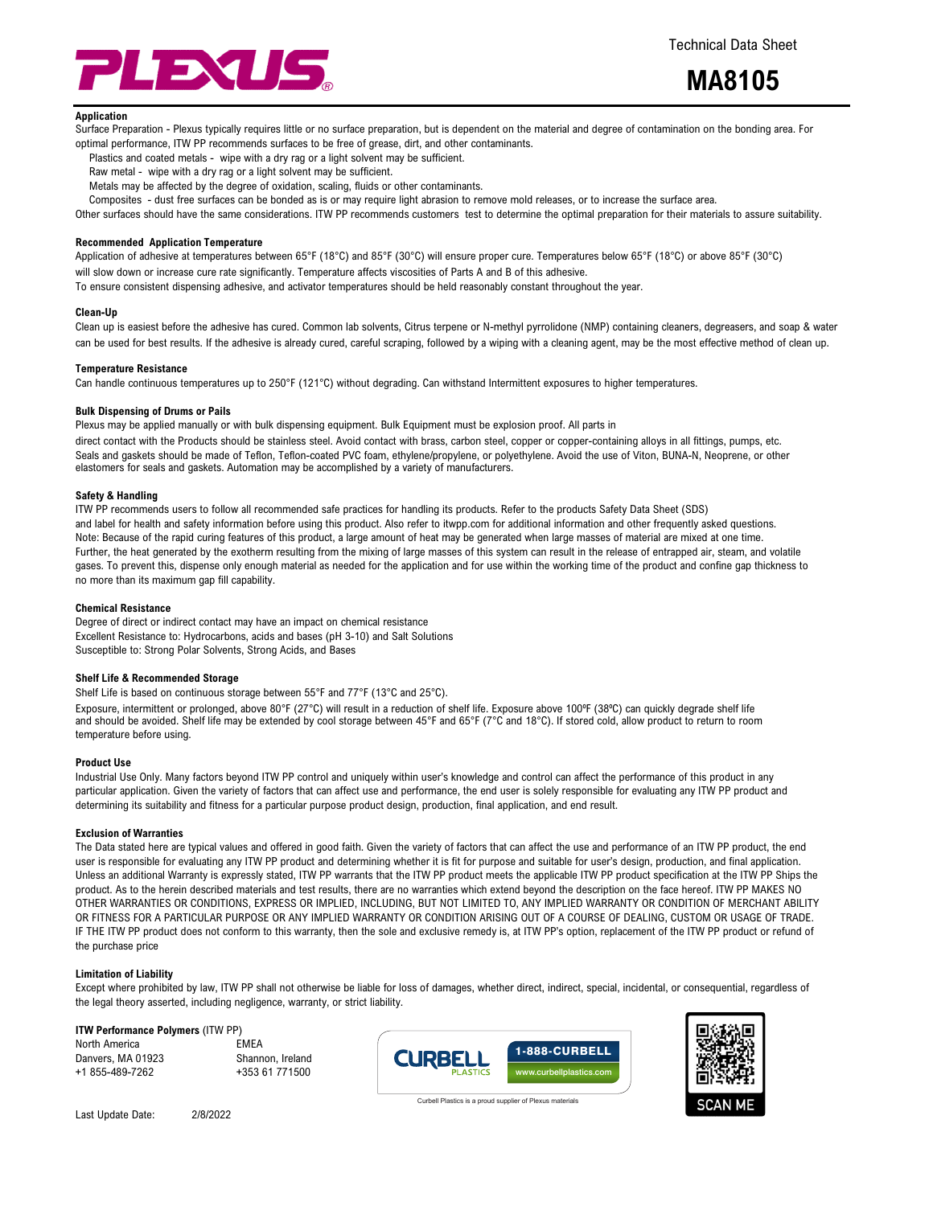# PLEXUS®

Technical Data Sheet

**MA8105**

### Application

Surface Preparation - Plexus typically requires little or no surface preparation, but is dependent on the material and degree of contamination on the bonding area. For optimal performance, ITW PP recommends surfaces to be free of grease, dirt, and other contaminants.

Plastics and coated metals - wipe with a dry rag or a light solvent may be sufficient.
Raw metal - wipe with a dry rag or a light solvent may be sufficient.
Metals may be affected by the degree of oxidation, scaling, fluids or other contaminants.
Composites - dust free surfaces can be bonded as is or may require light abrasion to remove mold releases, or to increase the surface area.

Other surfaces should have the same considerations. ITW PP recommends customers test to determine the optimal preparation for their materials to assure suitability.

### Recommended Application Temperature

Application of adhesive at temperatures between 65°F (18°C) and 85°F (30°C) will ensure proper cure. Temperatures below 65°F (18°C) or above 85°F (30°C) will slow down or increase cure rate significantly. Temperature affects viscosities of Parts A and B of this adhesive.
To ensure consistent dispensing adhesive, and activator temperatures should be held reasonably constant throughout the year.

### Clean-Up

Clean up is easiest before the adhesive has cured. Common lab solvents, Citrus terpene or N-methyl pyrrolidone (NMP) containing cleaners, degreasers, and soap & water can be used for best results. If the adhesive is already cured, careful scraping, followed by a wiping with a cleaning agent, may be the most effective method of clean up.

### Temperature Resistance

Can handle continuous temperatures up to 250°F (121°C) without degrading. Can withstand Intermittent exposures to higher temperatures.

### Bulk Dispensing of Drums or Pails

Plexus may be applied manually or with bulk dispensing equipment. Bulk Equipment must be explosion proof. All parts in direct contact with the Products should be stainless steel. Avoid contact with brass, carbon steel, copper or copper-containing alloys in all fittings, pumps, etc. Seals and gaskets should be made of Teflon, Teflon-coated PVC foam, ethylene/propylene, or polyethylene. Avoid the use of Viton, BUNA-N, Neoprene, or other elastomers for seals and gaskets. Automation may be accomplished by a variety of manufacturers.

### Safety & Handling

ITW PP recommends users to follow all recommended safe practices for handling its products. Refer to the products Safety Data Sheet (SDS) and label for health and safety information before using this product. Also refer to itwpp.com for additional information and other frequently asked questions.
Note: Because of the rapid curing features of this product, a large amount of heat may be generated when large masses of material are mixed at one time. Further, the heat generated by the exotherm resulting from the mixing of large masses of this system can result in the release of entrapped air, steam, and volatile gases. To prevent this, dispense only enough material as needed for the application and for use within the working time of the product and confine gap thickness to no more than its maximum gap fill capability.

### Chemical Resistance

Degree of direct or indirect contact may have an impact on chemical resistance
Excellent Resistance to: Hydrocarbons, acids and bases (pH 3-10) and Salt Solutions
Susceptible to: Strong Polar Solvents, Strong Acids, and Bases

### Shelf Life & Recommended Storage

Shelf Life is based on continuous storage between 55°F and 77°F (13°C and 25°C).

Exposure, intermittent or prolonged, above 80°F (27°C) will result in a reduction of shelf life. Exposure above 100ºF (38ºC) can quickly degrade shelf life and should be avoided. Shelf life may be extended by cool storage between 45°F and 65°F (7°C and 18°C). If stored cold, allow product to return to room temperature before using.

### Product Use

Industrial Use Only. Many factors beyond ITW PP control and uniquely within user's knowledge and control can affect the performance of this product in any particular application. Given the variety of factors that can affect use and performance, the end user is solely responsible for evaluating any ITW PP product and determining its suitability and fitness for a particular purpose product design, production, final application, and end result.

### Exclusion of Warranties

The Data stated here are typical values and offered in good faith. Given the variety of factors that can affect the use and performance of an ITW PP product, the end user is responsible for evaluating any ITW PP product and determining whether it is fit for purpose and suitable for user's design, production, and final application. Unless an additional Warranty is expressly stated, ITW PP warrants that the ITW PP product meets the applicable ITW PP product specification at the ITW PP Ships the product. As to the herein described materials and test results, there are no warranties which extend beyond the description on the face hereof. ITW PP MAKES NO OTHER WARRANTIES OR CONDITIONS, EXPRESS OR IMPLIED, INCLUDING, BUT NOT LIMITED TO, ANY IMPLIED WARRANTY OR CONDITION OF MERCHANT ABILITY OR FITNESS FOR A PARTICULAR PURPOSE OR ANY IMPLIED WARRANTY OR CONDITION ARISING OUT OF A COURSE OF DEALING, CUSTOM OR USAGE OF TRADE. IF THE ITW PP product does not conform to this warranty, then the sole and exclusive remedy is, at ITW PP's option, replacement of the ITW PP product or refund of the purchase price

### Limitation of Liability

Except where prohibited by law, ITW PP shall not otherwise be liable for loss of damages, whether direct, indirect, special, incidental, or consequential, regardless of the legal theory asserted, including negligence, warranty, or strict liability.

**ITW Performance Polymers** (ITW PP)

North America
Danvers, MA 01923
+1 855-489-7262

EMEA
Shannon, Ireland
+353 61 771500

CURBELL PLASTICS
1-888-CURBELL
www.curbellplastics.com
Curbell Plastics is a proud supplier of Plexus materials

SCAN ME

Last Update Date: 2/8/2022